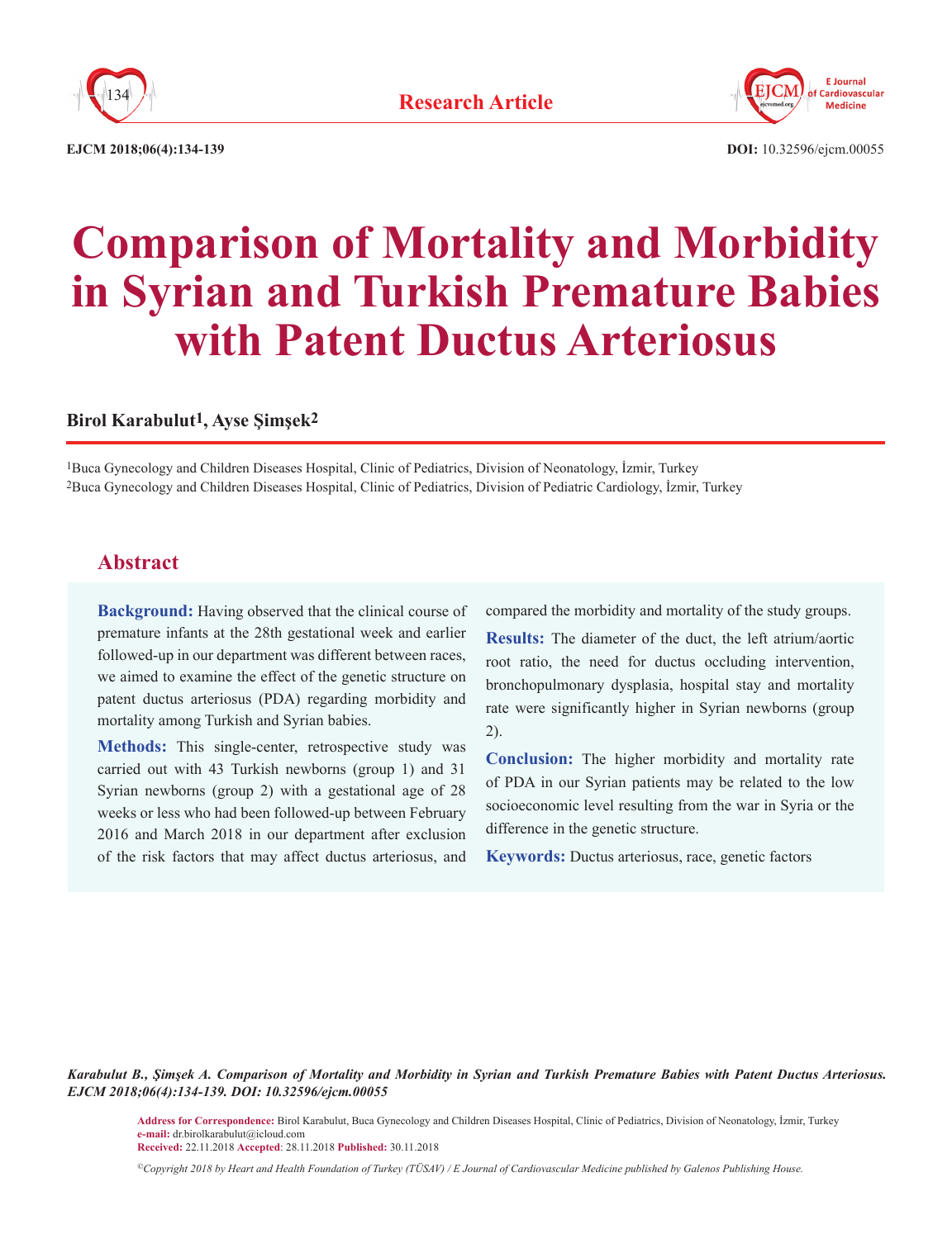Research Article

# Comparison of Mortality and Morbidity in Syrian and Turkish Premature Babies with Patent Ductus Arteriosus

**Birol Karabulut[1], Ayse Şimşek[2]**

[1]Buca Gynecology and Children Diseases Hospital, Clinic of Pediatrics, Division of Neonatology, İzmir, Turkey
[2]Buca Gynecology and Children Diseases Hospital, Clinic of Pediatrics, Division of Pediatric Cardiology, İzmir, Turkey

## Abstract

**Background:** Having observed that the clinical course of premature infants at the 28th gestational week and earlier followed-up in our department was different between races, we aimed to examine the effect of the genetic structure on patent ductus arteriosus (PDA) regarding morbidity and mortality among Turkish and Syrian babies.

**Methods:** This single-center, retrospective study was carried out with 43 Turkish newborns (group 1) and 31 Syrian newborns (group 2) with a gestational age of 28 weeks or less who had been followed-up between February 2016 and March 2018 in our department after exclusion of the risk factors that may affect ductus arteriosus, and compared the morbidity and mortality of the study groups.

**Results:** The diameter of the duct, the left atrium/aortic root ratio, the need for ductus occluding intervention, bronchopulmonary dysplasia, hospital stay and mortality rate were significantly higher in Syrian newborns (group 2).

**Conclusion:** The higher morbidity and mortality rate of PDA in our Syrian patients may be related to the low socioeconomic level resulting from the war in Syria or the difference in the genetic structure.

**Keywords:** Ductus arteriosus, race, genetic factors

*Karabulut B., Şimşek A. Comparison of Mortality and Morbidity in Syrian and Turkish Premature Babies with Patent Ductus Arteriosus. EJCM 2018;06(4):134-139. DOI: 10.32596/ejcm.00055*

**Address for Correspondence:** Birol Karabulut, Buca Gynecology and Children Diseases Hospital, Clinic of Pediatrics, Division of Neonatology, İzmir, Turkey
**e-mail:** dr.birolkarabulut@icloud.com
**Received:** 22.11.2018 **Accepted**: 28.11.2018 **Published:** 30.11.2018

*©Copyright 2018 by Heart and Health Foundation of Turkey (TÜSAV) / E Journal of Cardiovascular Medicine published by Galenos Publishing House.*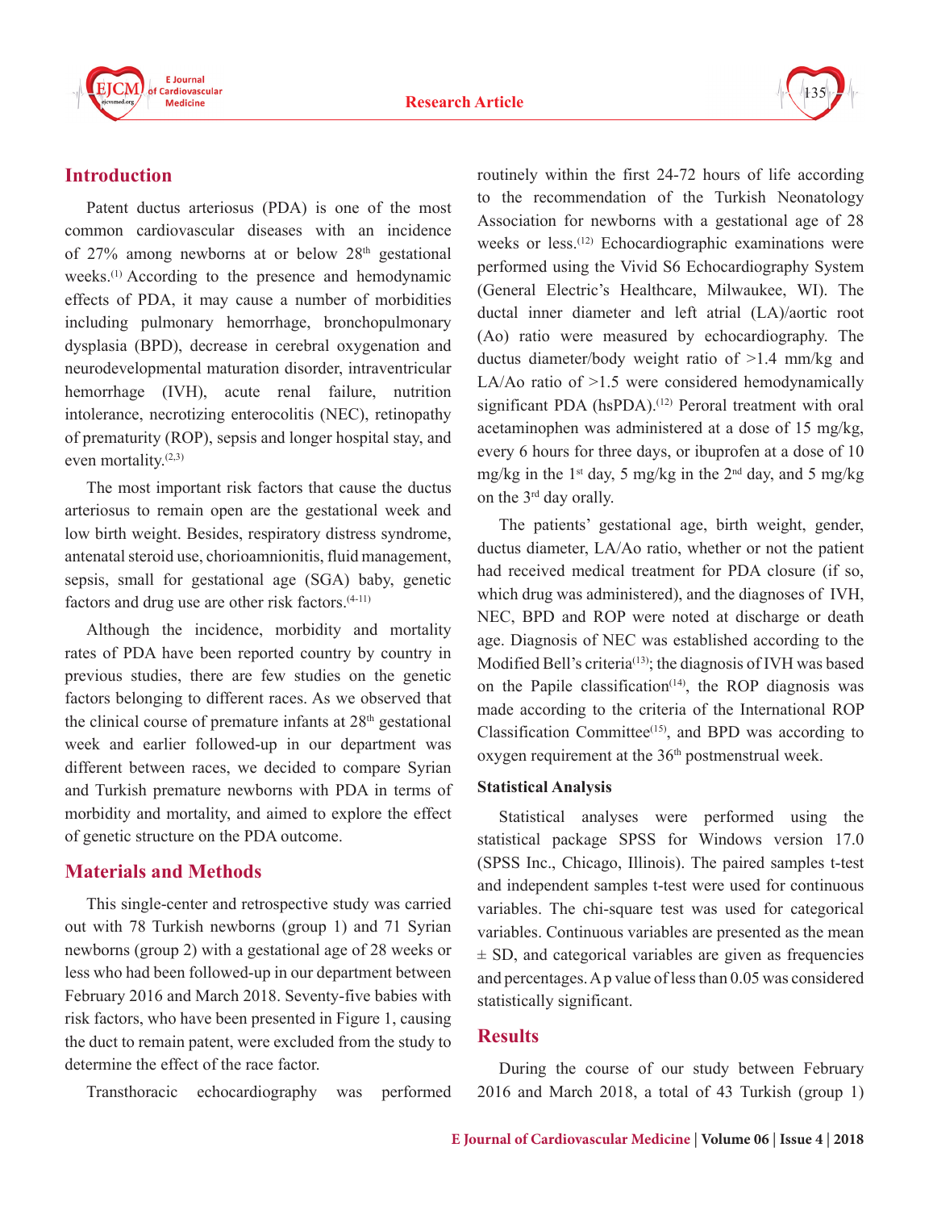## Introduction

Patent ductus arteriosus (PDA) is one of the most common cardiovascular diseases with an incidence of 27% among newborns at or below 28th gestational weeks.[1] According to the presence and hemodynamic effects of PDA, it may cause a number of morbidities including pulmonary hemorrhage, bronchopulmonary dysplasia (BPD), decrease in cerebral oxygenation and neurodevelopmental maturation disorder, intraventricular hemorrhage (IVH), acute renal failure, nutrition intolerance, necrotizing enterocolitis (NEC), retinopathy of prematurity (ROP), sepsis and longer hospital stay, and even mortality.[2,3]

The most important risk factors that cause the ductus arteriosus to remain open are the gestational week and low birth weight. Besides, respiratory distress syndrome, antenatal steroid use, chorioamnionitis, fluid management, sepsis, small for gestational age (SGA) baby, genetic factors and drug use are other risk factors.[4-11]

Although the incidence, morbidity and mortality rates of PDA have been reported country by country in previous studies, there are few studies on the genetic factors belonging to different races. As we observed that the clinical course of premature infants at 28th gestational week and earlier followed-up in our department was different between races, we decided to compare Syrian and Turkish premature newborns with PDA in terms of morbidity and mortality, and aimed to explore the effect of genetic structure on the PDA outcome.

## Materials and Methods

This single-center and retrospective study was carried out with 78 Turkish newborns (group 1) and 71 Syrian newborns (group 2) with a gestational age of 28 weeks or less who had been followed-up in our department between February 2016 and March 2018. Seventy-five babies with risk factors, who have been presented in Figure 1, causing the duct to remain patent, were excluded from the study to determine the effect of the race factor.

Transthoracic echocardiography was performed routinely within the first 24-72 hours of life according to the recommendation of the Turkish Neonatology Association for newborns with a gestational age of 28 weeks or less.[12] Echocardiographic examinations were performed using the Vivid S6 Echocardiography System (General Electric's Healthcare, Milwaukee, WI). The ductal inner diameter and left atrial (LA)/aortic root (Ao) ratio were measured by echocardiography. The ductus diameter/body weight ratio of >1.4 mm/kg and LA/Ao ratio of >1.5 were considered hemodynamically significant PDA (hsPDA).[12] Peroral treatment with oral acetaminophen was administered at a dose of 15 mg/kg, every 6 hours for three days, or ibuprofen at a dose of 10 mg/kg in the 1st day, 5 mg/kg in the 2nd day, and 5 mg/kg on the 3rd day orally.

The patients' gestational age, birth weight, gender, ductus diameter, LA/Ao ratio, whether or not the patient had received medical treatment for PDA closure (if so, which drug was administered), and the diagnoses of IVH, NEC, BPD and ROP were noted at discharge or death age. Diagnosis of NEC was established according to the Modified Bell's criteria[13]; the diagnosis of IVH was based on the Papile classification[14], the ROP diagnosis was made according to the criteria of the International ROP Classification Committee[15], and BPD was according to oxygen requirement at the 36th postmenstrual week.

### Statistical Analysis

Statistical analyses were performed using the statistical package SPSS for Windows version 17.0 (SPSS Inc., Chicago, Illinois). The paired samples t-test and independent samples t-test were used for continuous variables. The chi-square test was used for categorical variables. Continuous variables are presented as the mean ± SD, and categorical variables are given as frequencies and percentages. A p value of less than 0.05 was considered statistically significant.

## Results

During the course of our study between February 2016 and March 2018, a total of 43 Turkish (group 1)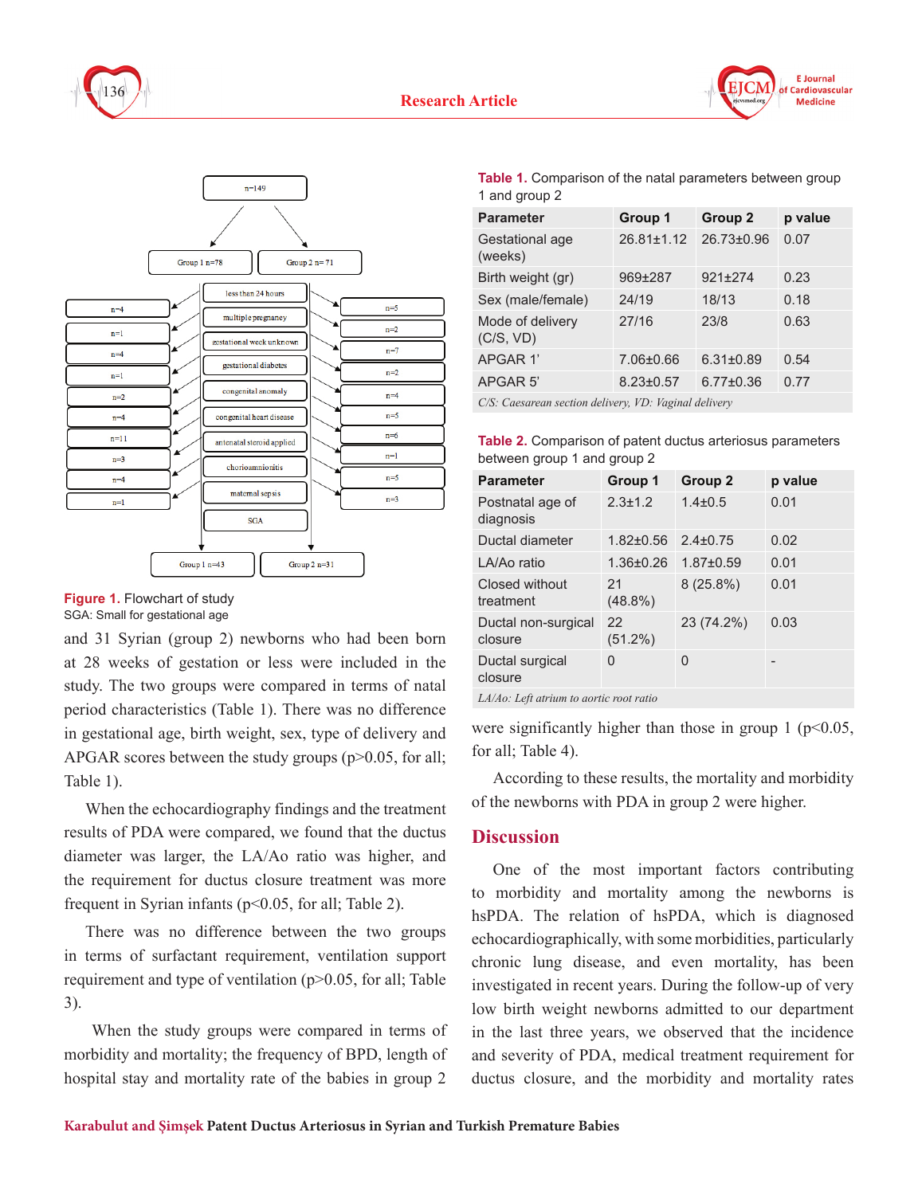Figure 1. Flowchart of study
SGA: Small for gestational age

and 31 Syrian (group 2) newborns who had been born at 28 weeks of gestation or less were included in the study. The two groups were compared in terms of natal period characteristics (Table 1). There was no difference in gestational age, birth weight, sex, type of delivery and APGAR scores between the study groups (p>0.05, for all; Table 1).

When the echocardiography findings and the treatment results of PDA were compared, we found that the ductus diameter was larger, the LA/Ao ratio was higher, and the requirement for ductus closure treatment was more frequent in Syrian infants (p<0.05, for all; Table 2).

There was no difference between the two groups in terms of surfactant requirement, ventilation support requirement and type of ventilation (p>0.05, for all; Table 3).

When the study groups were compared in terms of morbidity and mortality; the frequency of BPD, length of hospital stay and mortality rate of the babies in group 2 were significantly higher than those in group 1 (p<0.05, for all; Table 4).

According to these results, the mortality and morbidity of the newborns with PDA in group 2 were higher.

**Table 1.** Comparison of the natal parameters between group 1 and group 2

| Parameter | Group 1 | Group 2 | p value |
|---|---|---|---|
| Gestational age (weeks) | 26.81±1.12 | 26.73±0.96 | 0.07 |
| Birth weight (gr) | 969±287 | 921±274 | 0.23 |
| Sex (male/female) | 24/19 | 18/13 | 0.18 |
| Mode of delivery (C/S, VD) | 27/16 | 23/8 | 0.63 |
| APGAR 1' | 7.06±0.66 | 6.31±0.89 | 0.54 |
| APGAR 5' | 8.23±0.57 | 6.77±0.36 | 0.77 |

*C/S: Caesarean section delivery, VD: Vaginal delivery*

**Table 2.** Comparison of patent ductus arteriosus parameters between group 1 and group 2

| Parameter | Group 1 | Group 2 | p value |
|---|---|---|---|
| Postnatal age of diagnosis | 2.3±1.2 | 1.4±0.5 | 0.01 |
| Ductal diameter | 1.82±0.56 | 2.4±0.75 | 0.02 |
| LA/Ao ratio | 1.36±0.26 | 1.87±0.59 | 0.01 |
| Closed without treatment | 21 (48.8%) | 8 (25.8%) | 0.01 |
| Ductal non-surgical closure | 22 (51.2%) | 23 (74.2%) | 0.03 |
| Ductal surgical closure | 0 | 0 | - |

*LA/Ao: Left atrium to aortic root ratio*

## Discussion

One of the most important factors contributing to morbidity and mortality among the newborns is hsPDA. The relation of hsPDA, which is diagnosed echocardiographically, with some morbidities, particularly chronic lung disease, and even mortality, has been investigated in recent years. During the follow-up of very low birth weight newborns admitted to our department in the last three years, we observed that the incidence and severity of PDA, medical treatment requirement for ductus closure, and the morbidity and mortality rates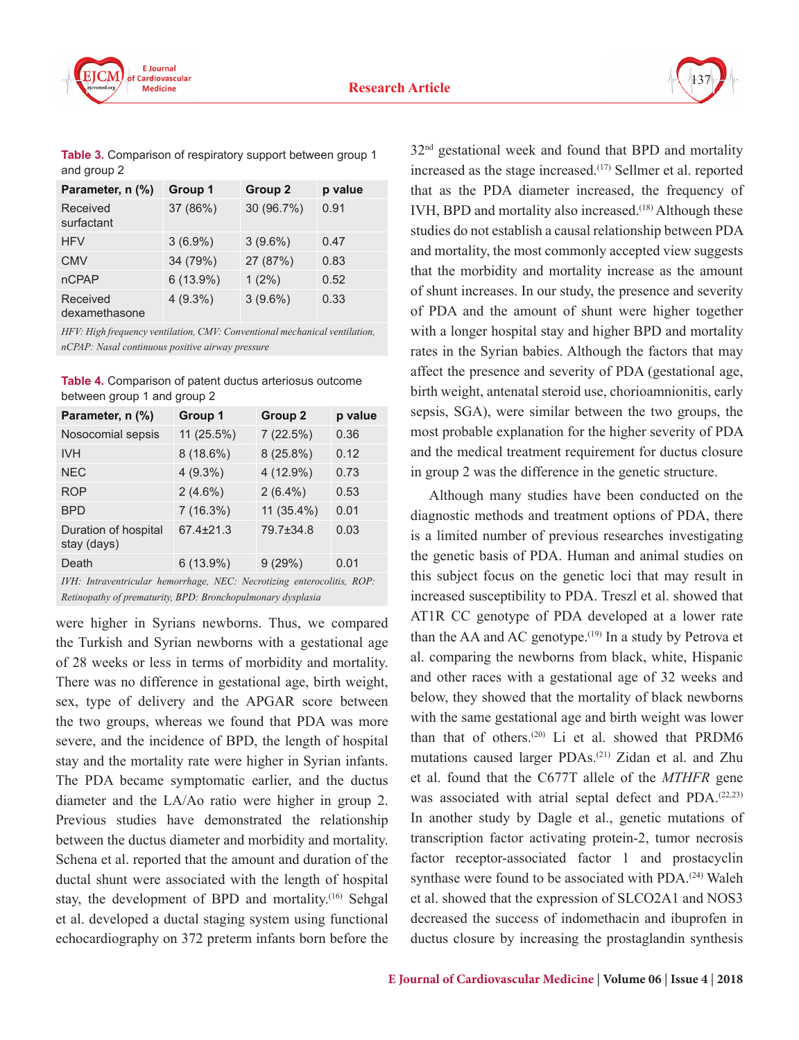**Table 3.** Comparison of respiratory support between group 1 and group 2

| Parameter, n (%) | Group 1 | Group 2 | p value |
|---|---|---|---|
| Received surfactant | 37 (86%) | 30 (96.7%) | 0.91 |
| HFV | 3 (6.9%) | 3 (9.6%) | 0.47 |
| CMV | 34 (79%) | 27 (87%) | 0.83 |
| nCPAP | 6 (13.9%) | 1 (2%) | 0.52 |
| Received dexamethasone | 4 (9.3%) | 3 (9.6%) | 0.33 |

*HFV: High frequency ventilation, CMV: Conventional mechanical ventilation, nCPAP: Nasal continuous positive airway pressure*

**Table 4.** Comparison of patent ductus arteriosus outcome between group 1 and group 2

| Parameter, n (%) | Group 1 | Group 2 | p value |
|---|---|---|---|
| Nosocomial sepsis | 11 (25.5%) | 7 (22.5%) | 0.36 |
| IVH | 8 (18.6%) | 8 (25.8%) | 0.12 |
| NEC | 4 (9.3%) | 4 (12.9%) | 0.73 |
| ROP | 2 (4.6%) | 2 (6.4%) | 0.53 |
| BPD | 7 (16.3%) | 11 (35.4%) | 0.01 |
| Duration of hospital stay (days) | 67.4±21.3 | 79.7±34.8 | 0.03 |
| Death | 6 (13.9%) | 9 (29%) | 0.01 |

*IVH: Intraventricular hemorrhage, NEC: Necrotizing enterocolitis, ROP: Retinopathy of prematurity, BPD: Bronchopulmonary dysplasia*

were higher in Syrians newborns. Thus, we compared the Turkish and Syrian newborns with a gestational age of 28 weeks or less in terms of morbidity and mortality. There was no difference in gestational age, birth weight, sex, type of delivery and the APGAR score between the two groups, whereas we found that PDA was more severe, and the incidence of BPD, the length of hospital stay and the mortality rate were higher in Syrian infants. The PDA became symptomatic earlier, and the ductus diameter and the LA/Ao ratio were higher in group 2. Previous studies have demonstrated the relationship between the ductus diameter and morbidity and mortality. Schena et al. reported that the amount and duration of the ductal shunt were associated with the length of hospital stay, the development of BPD and mortality.[16] Sehgal et al. developed a ductal staging system using functional echocardiography on 372 preterm infants born before the 32nd gestational week and found that BPD and mortality increased as the stage increased.[17] Sellmer et al. reported that as the PDA diameter increased, the frequency of IVH, BPD and mortality also increased.[18] Although these studies do not establish a causal relationship between PDA and mortality, the most commonly accepted view suggests that the morbidity and mortality increase as the amount of shunt increases. In our study, the presence and severity of PDA and the amount of shunt were higher together with a longer hospital stay and higher BPD and mortality rates in the Syrian babies. Although the factors that may affect the presence and severity of PDA (gestational age, birth weight, antenatal steroid use, chorioamnionitis, early sepsis, SGA), were similar between the two groups, the most probable explanation for the higher severity of PDA and the medical treatment requirement for ductus closure in group 2 was the difference in the genetic structure.

Although many studies have been conducted on the diagnostic methods and treatment options of PDA, there is a limited number of previous researches investigating the genetic basis of PDA. Human and animal studies on this subject focus on the genetic loci that may result in increased susceptibility to PDA. Treszl et al. showed that AT1R CC genotype of PDA developed at a lower rate than the AA and AC genotype.[19] In a study by Petrova et al. comparing the newborns from black, white, Hispanic and other races with a gestational age of 32 weeks and below, they showed that the mortality of black newborns with the same gestational age and birth weight was lower than that of others.[20] Li et al. showed that PRDM6 mutations caused larger PDAs.[21] Zidan et al. and Zhu et al. found that the C677T allele of the *MTHFR* gene was associated with atrial septal defect and PDA.[22,23] In another study by Dagle et al., genetic mutations of transcription factor activating protein-2, tumor necrosis factor receptor-associated factor 1 and prostacyclin synthase were found to be associated with PDA.[24] Waleh et al. showed that the expression of SLCO2A1 and NOS3 decreased the success of indomethacin and ibuprofen in ductus closure by increasing the prostaglandin synthesis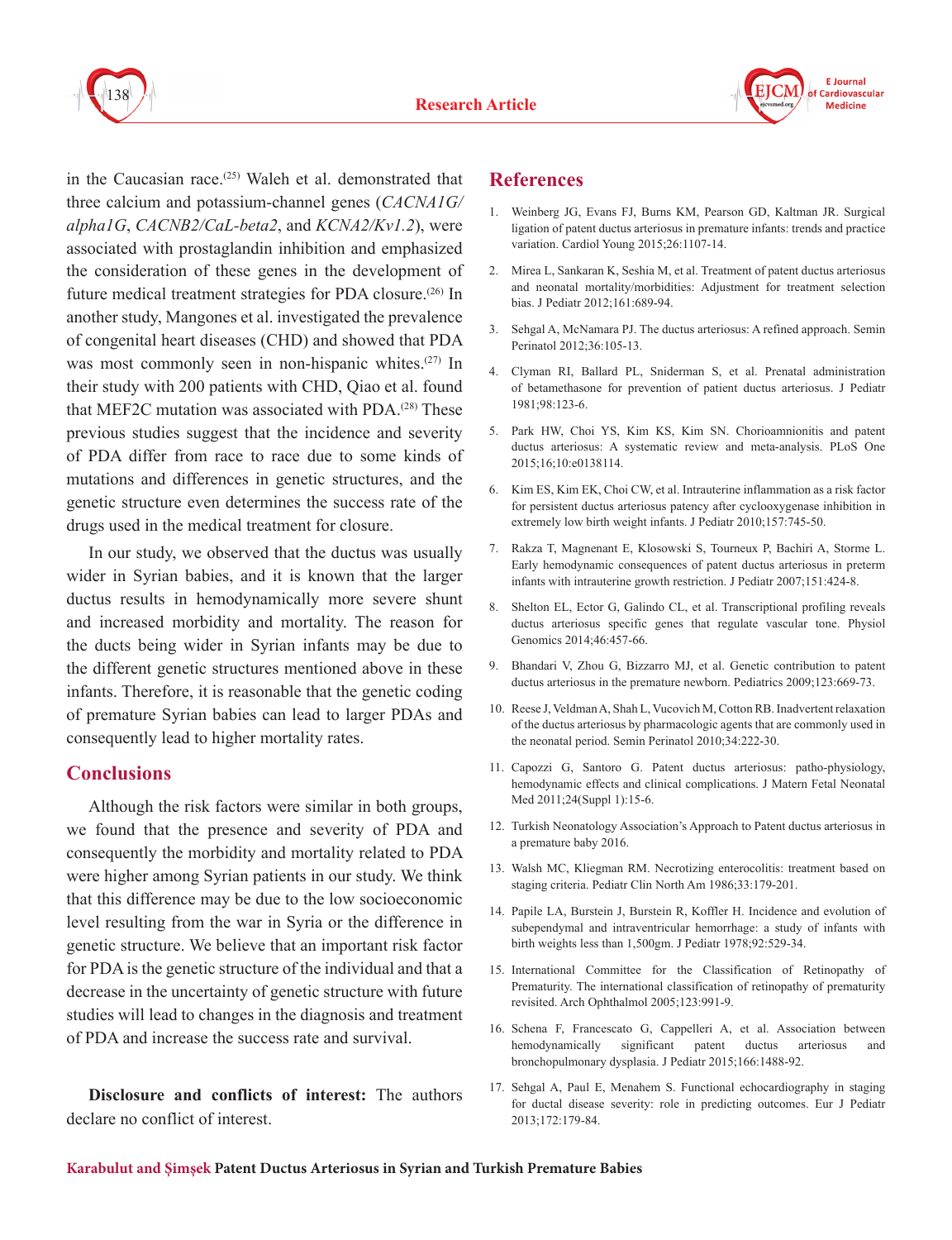in the Caucasian race.[25] Waleh et al. demonstrated that three calcium and potassium-channel genes (*CACNA1G/alpha1G*, *CACNB2/CaL-beta2*, and *KCNA2/Kv1.2*), were associated with prostaglandin inhibition and emphasized the consideration of these genes in the development of future medical treatment strategies for PDA closure.[26] In another study, Mangones et al. investigated the prevalence of congenital heart diseases (CHD) and showed that PDA was most commonly seen in non-hispanic whites.[27] In their study with 200 patients with CHD, Qiao et al. found that MEF2C mutation was associated with PDA.[28] These previous studies suggest that the incidence and severity of PDA differ from race to race due to some kinds of mutations and differences in genetic structures, and the genetic structure even determines the success rate of the drugs used in the medical treatment for closure.

In our study, we observed that the ductus was usually wider in Syrian babies, and it is known that the larger ductus results in hemodynamically more severe shunt and increased morbidity and mortality. The reason for the ducts being wider in Syrian infants may be due to the different genetic structures mentioned above in these infants. Therefore, it is reasonable that the genetic coding of premature Syrian babies can lead to larger PDAs and consequently lead to higher mortality rates.

## Conclusions

Although the risk factors were similar in both groups, we found that the presence and severity of PDA and consequently the morbidity and mortality related to PDA were higher among Syrian patients in our study. We think that this difference may be due to the low socioeconomic level resulting from the war in Syria or the difference in genetic structure. We believe that an important risk factor for PDA is the genetic structure of the individual and that a decrease in the uncertainty of genetic structure with future studies will lead to changes in the diagnosis and treatment of PDA and increase the success rate and survival.

**Disclosure and conflicts of interest:** The authors declare no conflict of interest.

## References

1. Weinberg JG, Evans FJ, Burns KM, Pearson GD, Kaltman JR. Surgical ligation of patent ductus arteriosus in premature infants: trends and practice variation. Cardiol Young 2015;26:1107-14.
2. Mirea L, Sankaran K, Seshia M, et al. Treatment of patent ductus arteriosus and neonatal mortality/morbidities: Adjustment for treatment selection bias. J Pediatr 2012;161:689-94.
3. Sehgal A, McNamara PJ. The ductus arteriosus: A refined approach. Semin Perinatol 2012;36:105-13.
4. Clyman RI, Ballard PL, Sniderman S, et al. Prenatal administration of betamethasone for prevention of patient ductus arteriosus. J Pediatr 1981;98:123-6.
5. Park HW, Choi YS, Kim KS, Kim SN. Chorioamnionitis and patent ductus arteriosus: A systematic review and meta-analysis. PLoS One 2015;16;10:e0138114.
6. Kim ES, Kim EK, Choi CW, et al. Intrauterine inflammation as a risk factor for persistent ductus arteriosus patency after cyclooxygenase inhibition in extremely low birth weight infants. J Pediatr 2010;157:745-50.
7. Rakza T, Magnenant E, Klosowski S, Tourneux P, Bachiri A, Storme L. Early hemodynamic consequences of patent ductus arteriosus in preterm infants with intrauterine growth restriction. J Pediatr 2007;151:424-8.
8. Shelton EL, Ector G, Galindo CL, et al. Transcriptional profiling reveals ductus arteriosus specific genes that regulate vascular tone. Physiol Genomics 2014;46:457-66.
9. Bhandari V, Zhou G, Bizzarro MJ, et al. Genetic contribution to patent ductus arteriosus in the premature newborn. Pediatrics 2009;123:669-73.
10. Reese J, Veldman A, Shah L, Vucovich M, Cotton RB. Inadvertent relaxation of the ductus arteriosus by pharmacologic agents that are commonly used in the neonatal period. Semin Perinatol 2010;34:222-30.
11. Capozzi G, Santoro G. Patent ductus arteriosus: patho-physiology, hemodynamic effects and clinical complications. J Matern Fetal Neonatal Med 2011;24(Suppl 1):15-6.
12. Turkish Neonatology Association's Approach to Patent ductus arteriosus in a premature baby 2016.
13. Walsh MC, Kliegman RM. Necrotizing enterocolitis: treatment based on staging criteria. Pediatr Clin North Am 1986;33:179-201.
14. Papile LA, Burstein J, Burstein R, Koffler H. Incidence and evolution of subependymal and intraventricular hemorrhage: a study of infants with birth weights less than 1,500gm. J Pediatr 1978;92:529-34.
15. International Committee for the Classification of Retinopathy of Prematurity. The international classification of retinopathy of prematurity revisited. Arch Ophthalmol 2005;123:991-9.
16. Schena F, Francescato G, Cappelleri A, et al. Association between hemodynamically significant patent ductus arteriosus and bronchopulmonary dysplasia. J Pediatr 2015;166:1488-92.
17. Sehgal A, Paul E, Menahem S. Functional echocardiography in staging for ductal disease severity: role in predicting outcomes. Eur J Pediatr 2013;172:179-84.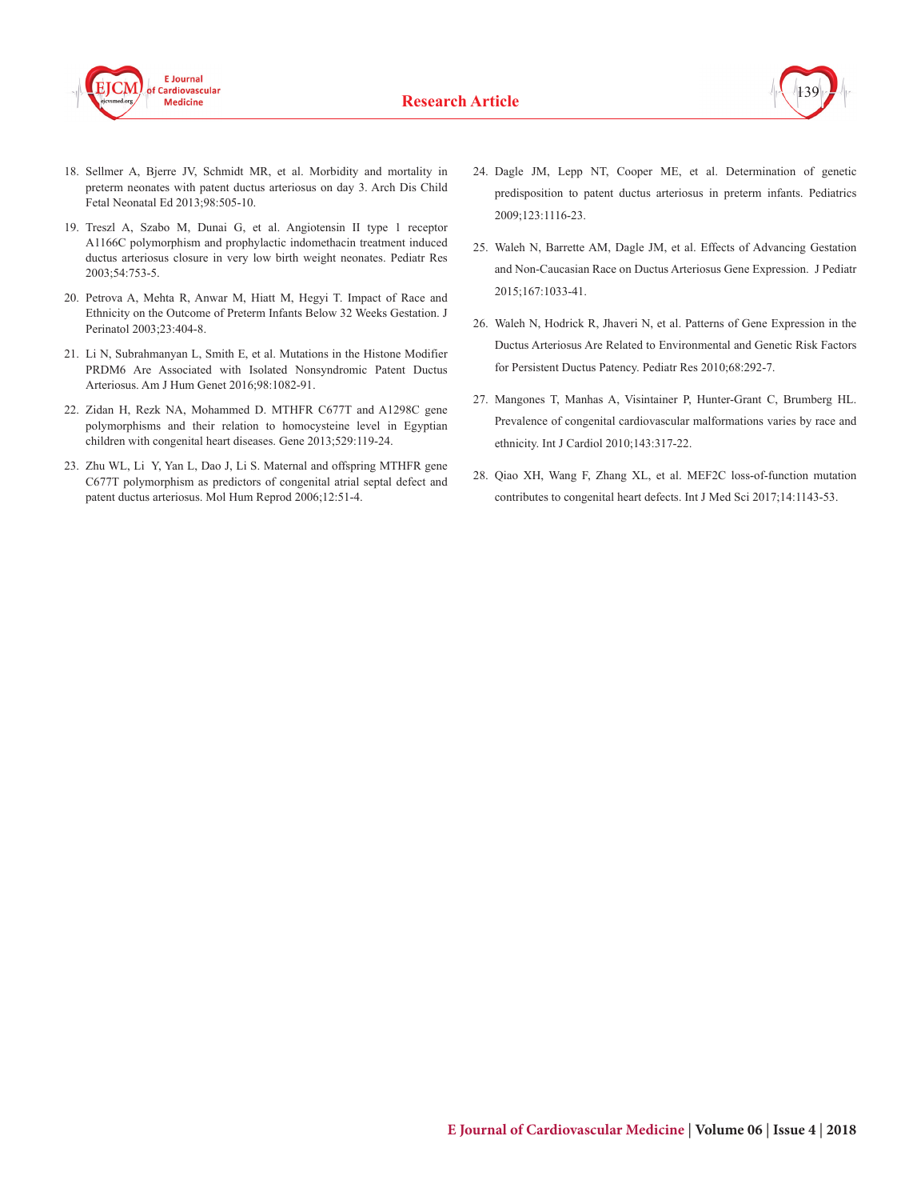18. Sellmer A, Bjerre JV, Schmidt MR, et al. Morbidity and mortality in preterm neonates with patent ductus arteriosus on day 3. Arch Dis Child Fetal Neonatal Ed 2013;98:505-10.
19. Treszl A, Szabo M, Dunai G, et al. Angiotensin II type 1 receptor A1166C polymorphism and prophylactic indomethacin treatment induced ductus arteriosus closure in very low birth weight neonates. Pediatr Res 2003;54:753-5.
20. Petrova A, Mehta R, Anwar M, Hiatt M, Hegyi T. Impact of Race and Ethnicity on the Outcome of Preterm Infants Below 32 Weeks Gestation. J Perinatol 2003;23:404-8.
21. Li N, Subrahmanyan L, Smith E, et al. Mutations in the Histone Modifier PRDM6 Are Associated with Isolated Nonsyndromic Patent Ductus Arteriosus. Am J Hum Genet 2016;98:1082-91.
22. Zidan H, Rezk NA, Mohammed D. MTHFR C677T and A1298C gene polymorphisms and their relation to homocysteine level in Egyptian children with congenital heart diseases. Gene 2013;529:119-24.
23. Zhu WL, Li Y, Yan L, Dao J, Li S. Maternal and offspring MTHFR gene C677T polymorphism as predictors of congenital atrial septal defect and patent ductus arteriosus. Mol Hum Reprod 2006;12:51-4.
24. Dagle JM, Lepp NT, Cooper ME, et al. Determination of genetic predisposition to patent ductus arteriosus in preterm infants. Pediatrics 2009;123:1116-23.
25. Waleh N, Barrette AM, Dagle JM, et al. Effects of Advancing Gestation and Non-Caucasian Race on Ductus Arteriosus Gene Expression. J Pediatr 2015;167:1033-41.
26. Waleh N, Hodrick R, Jhaveri N, et al. Patterns of Gene Expression in the Ductus Arteriosus Are Related to Environmental and Genetic Risk Factors for Persistent Ductus Patency. Pediatr Res 2010;68:292-7.
27. Mangones T, Manhas A, Visintainer P, Hunter-Grant C, Brumberg HL. Prevalence of congenital cardiovascular malformations varies by race and ethnicity. Int J Cardiol 2010;143:317-22.
28. Qiao XH, Wang F, Zhang XL, et al. MEF2C loss-of-function mutation contributes to congenital heart defects. Int J Med Sci 2017;14:1143-53.